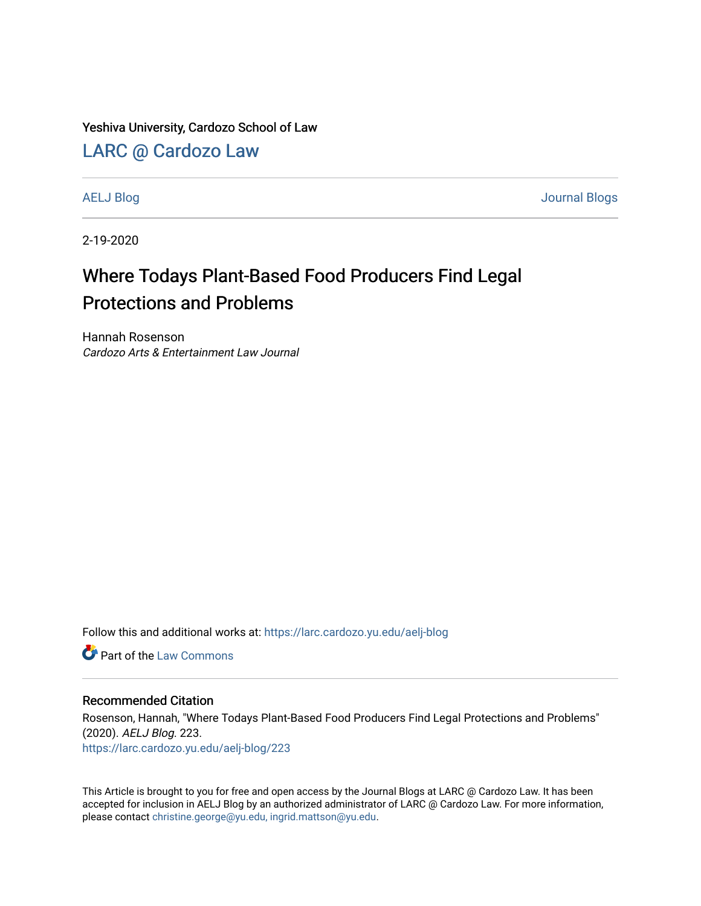Yeshiva University, Cardozo School of Law

## LARC @ Cardozo Law

AELJ Blog | Journal Blogs

2-19-2020

# Where Todays Plant-Based Food Producers Find Legal Protections and Problems

Hannah Rosenson
*Cardozo Arts & Entertainment Law Journal*

Follow this and additional works at: https://larc.cardozo.yu.edu/aelj-blog

Part of the Law Commons

### Recommended Citation

Rosenson, Hannah, "Where Todays Plant-Based Food Producers Find Legal Protections and Problems" (2020). *AELJ Blog*. 223.
https://larc.cardozo.yu.edu/aelj-blog/223

This Article is brought to you for free and open access by the Journal Blogs at LARC @ Cardozo Law. It has been accepted for inclusion in AELJ Blog by an authorized administrator of LARC @ Cardozo Law. For more information, please contact christine.george@yu.edu, ingrid.mattson@yu.edu.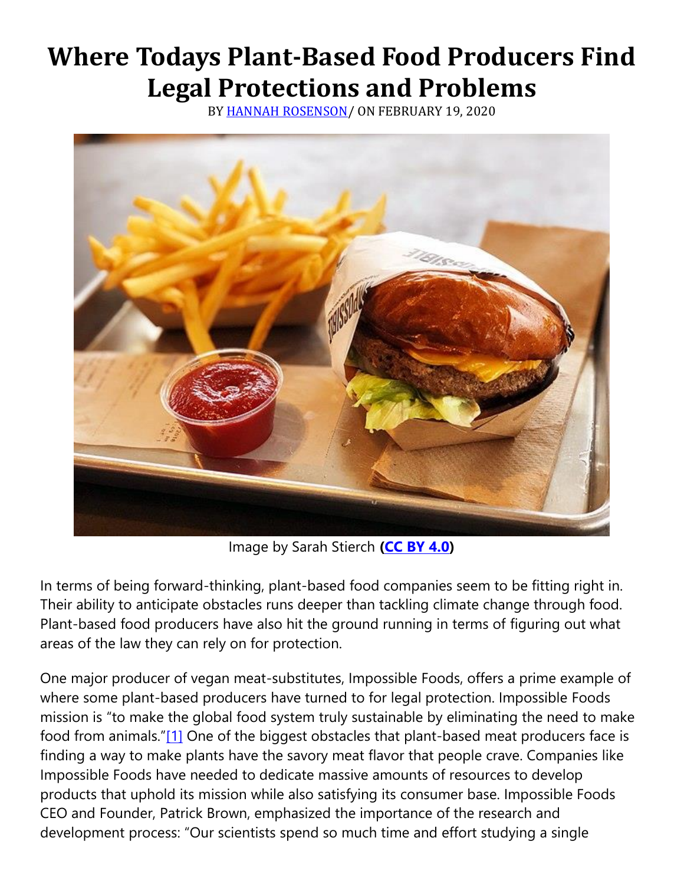# Where Todays Plant-Based Food Producers Find Legal Protections and Problems

BY HANNAH ROSENSON/ ON FEBRUARY 19, 2020

Image by Sarah Stierch **(CC BY 4.0)**

In terms of being forward-thinking, plant-based food companies seem to be fitting right in. Their ability to anticipate obstacles runs deeper than tackling climate change through food. Plant-based food producers have also hit the ground running in terms of figuring out what areas of the law they can rely on for protection.

One major producer of vegan meat-substitutes, Impossible Foods, offers a prime example of where some plant-based producers have turned to for legal protection. Impossible Foods mission is "to make the global food system truly sustainable by eliminating the need to make food from animals."[1] One of the biggest obstacles that plant-based meat producers face is finding a way to make plants have the savory meat flavor that people crave. Companies like Impossible Foods have needed to dedicate massive amounts of resources to develop products that uphold its mission while also satisfying its consumer base. Impossible Foods CEO and Founder, Patrick Brown, emphasized the importance of the research and development process: "Our scientists spend so much time and effort studying a single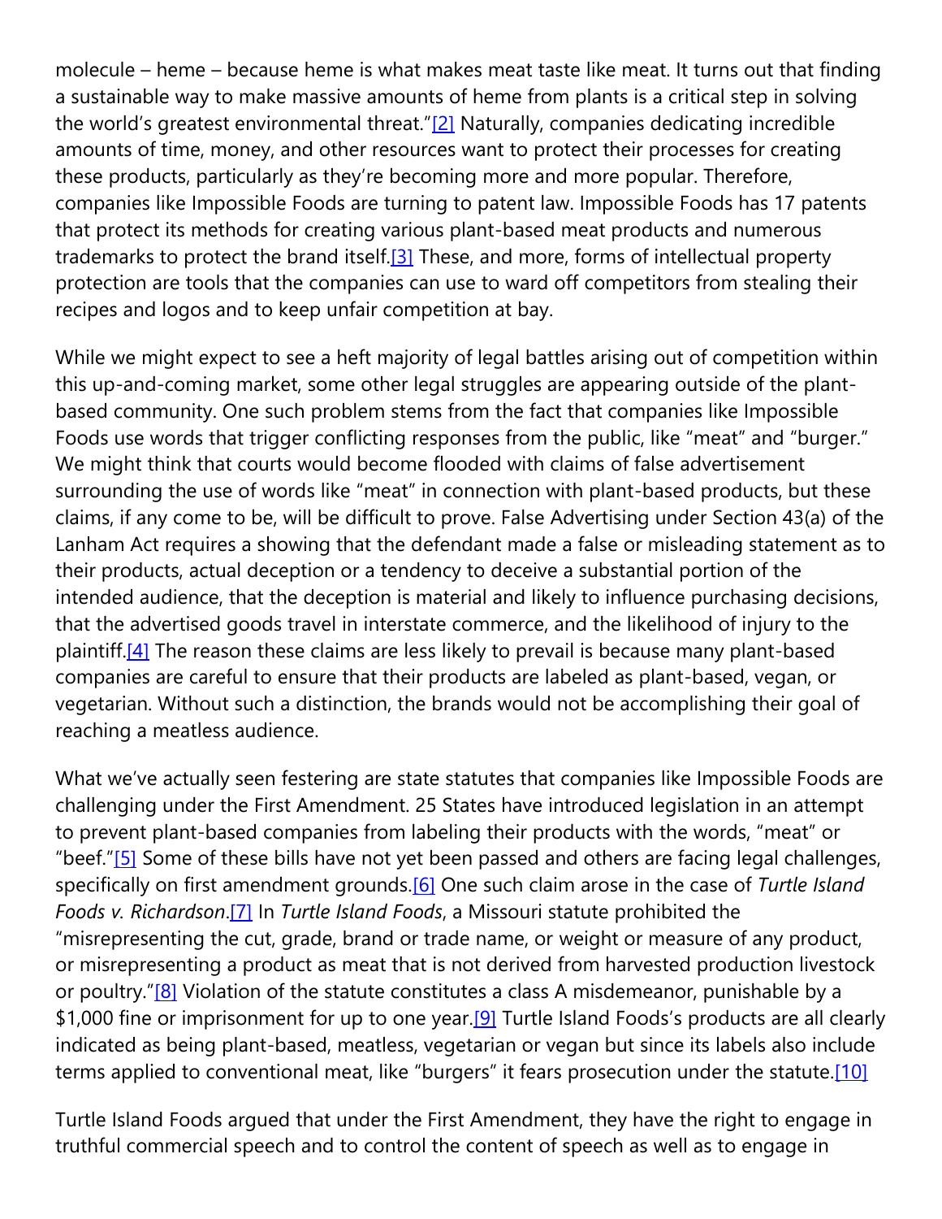molecule – heme – because heme is what makes meat taste like meat. It turns out that finding a sustainable way to make massive amounts of heme from plants is a critical step in solving the world's greatest environmental threat."[2] Naturally, companies dedicating incredible amounts of time, money, and other resources want to protect their processes for creating these products, particularly as they're becoming more and more popular. Therefore, companies like Impossible Foods are turning to patent law. Impossible Foods has 17 patents that protect its methods for creating various plant-based meat products and numerous trademarks to protect the brand itself.[3] These, and more, forms of intellectual property protection are tools that the companies can use to ward off competitors from stealing their recipes and logos and to keep unfair competition at bay.

While we might expect to see a heft majority of legal battles arising out of competition within this up-and-coming market, some other legal struggles are appearing outside of the plant-based community. One such problem stems from the fact that companies like Impossible Foods use words that trigger conflicting responses from the public, like "meat" and "burger." We might think that courts would become flooded with claims of false advertisement surrounding the use of words like "meat" in connection with plant-based products, but these claims, if any come to be, will be difficult to prove. False Advertising under Section 43(a) of the Lanham Act requires a showing that the defendant made a false or misleading statement as to their products, actual deception or a tendency to deceive a substantial portion of the intended audience, that the deception is material and likely to influence purchasing decisions, that the advertised goods travel in interstate commerce, and the likelihood of injury to the plaintiff.[4] The reason these claims are less likely to prevail is because many plant-based companies are careful to ensure that their products are labeled as plant-based, vegan, or vegetarian. Without such a distinction, the brands would not be accomplishing their goal of reaching a meatless audience.

What we've actually seen festering are state statutes that companies like Impossible Foods are challenging under the First Amendment. 25 States have introduced legislation in an attempt to prevent plant-based companies from labeling their products with the words, "meat" or "beef."[5] Some of these bills have not yet been passed and others are facing legal challenges, specifically on first amendment grounds.[6] One such claim arose in the case of *Turtle Island Foods v. Richardson*.[7] In *Turtle Island Foods*, a Missouri statute prohibited the "misrepresenting the cut, grade, brand or trade name, or weight or measure of any product, or misrepresenting a product as meat that is not derived from harvested production livestock or poultry."[8] Violation of the statute constitutes a class A misdemeanor, punishable by a $1,000 fine or imprisonment for up to one year.[9] Turtle Island Foods's products are all clearly indicated as being plant-based, meatless, vegetarian or vegan but since its labels also include terms applied to conventional meat, like "burgers" it fears prosecution under the statute.[10]

Turtle Island Foods argued that under the First Amendment, they have the right to engage in truthful commercial speech and to control the content of speech as well as to engage in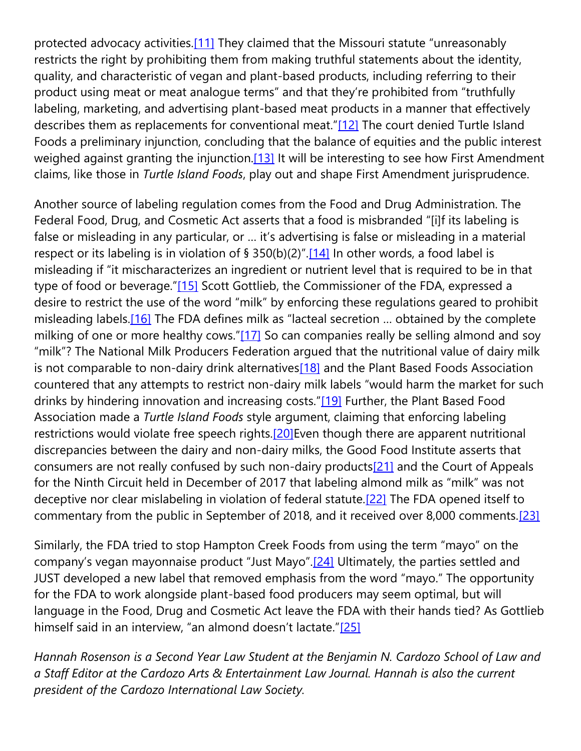protected advocacy activities.[11] They claimed that the Missouri statute "unreasonably restricts the right by prohibiting them from making truthful statements about the identity, quality, and characteristic of vegan and plant-based products, including referring to their product using meat or meat analogue terms" and that they're prohibited from "truthfully labeling, marketing, and advertising plant-based meat products in a manner that effectively describes them as replacements for conventional meat."[12] The court denied Turtle Island Foods a preliminary injunction, concluding that the balance of equities and the public interest weighed against granting the injunction.[13] It will be interesting to see how First Amendment claims, like those in *Turtle Island Foods*, play out and shape First Amendment jurisprudence.

Another source of labeling regulation comes from the Food and Drug Administration. The Federal Food, Drug, and Cosmetic Act asserts that a food is misbranded "[i]f its labeling is false or misleading in any particular, or … it's advertising is false or misleading in a material respect or its labeling is in violation of § 350(b)(2)".[14] In other words, a food label is misleading if "it mischaracterizes an ingredient or nutrient level that is required to be in that type of food or beverage."[15] Scott Gottlieb, the Commissioner of the FDA, expressed a desire to restrict the use of the word "milk" by enforcing these regulations geared to prohibit misleading labels.[16] The FDA defines milk as "lacteal secretion … obtained by the complete milking of one or more healthy cows."[17] So can companies really be selling almond and soy "milk"? The National Milk Producers Federation argued that the nutritional value of dairy milk is not comparable to non-dairy drink alternatives[18] and the Plant Based Foods Association countered that any attempts to restrict non-dairy milk labels "would harm the market for such drinks by hindering innovation and increasing costs."[19] Further, the Plant Based Food Association made a *Turtle Island Foods* style argument, claiming that enforcing labeling restrictions would violate free speech rights.[20]Even though there are apparent nutritional discrepancies between the dairy and non-dairy milks, the Good Food Institute asserts that consumers are not really confused by such non-dairy products[21] and the Court of Appeals for the Ninth Circuit held in December of 2017 that labeling almond milk as "milk" was not deceptive nor clear mislabeling in violation of federal statute.[22] The FDA opened itself to commentary from the public in September of 2018, and it received over 8,000 comments.[23]

Similarly, the FDA tried to stop Hampton Creek Foods from using the term "mayo" on the company's vegan mayonnaise product "Just Mayo".[24] Ultimately, the parties settled and JUST developed a new label that removed emphasis from the word "mayo." The opportunity for the FDA to work alongside plant-based food producers may seem optimal, but will language in the Food, Drug and Cosmetic Act leave the FDA with their hands tied? As Gottlieb himself said in an interview, "an almond doesn't lactate."[25]

*Hannah Rosenson is a Second Year Law Student at the Benjamin N. Cardozo School of Law and a Staff Editor at the Cardozo Arts & Entertainment Law Journal. Hannah is also the current president of the Cardozo International Law Society.*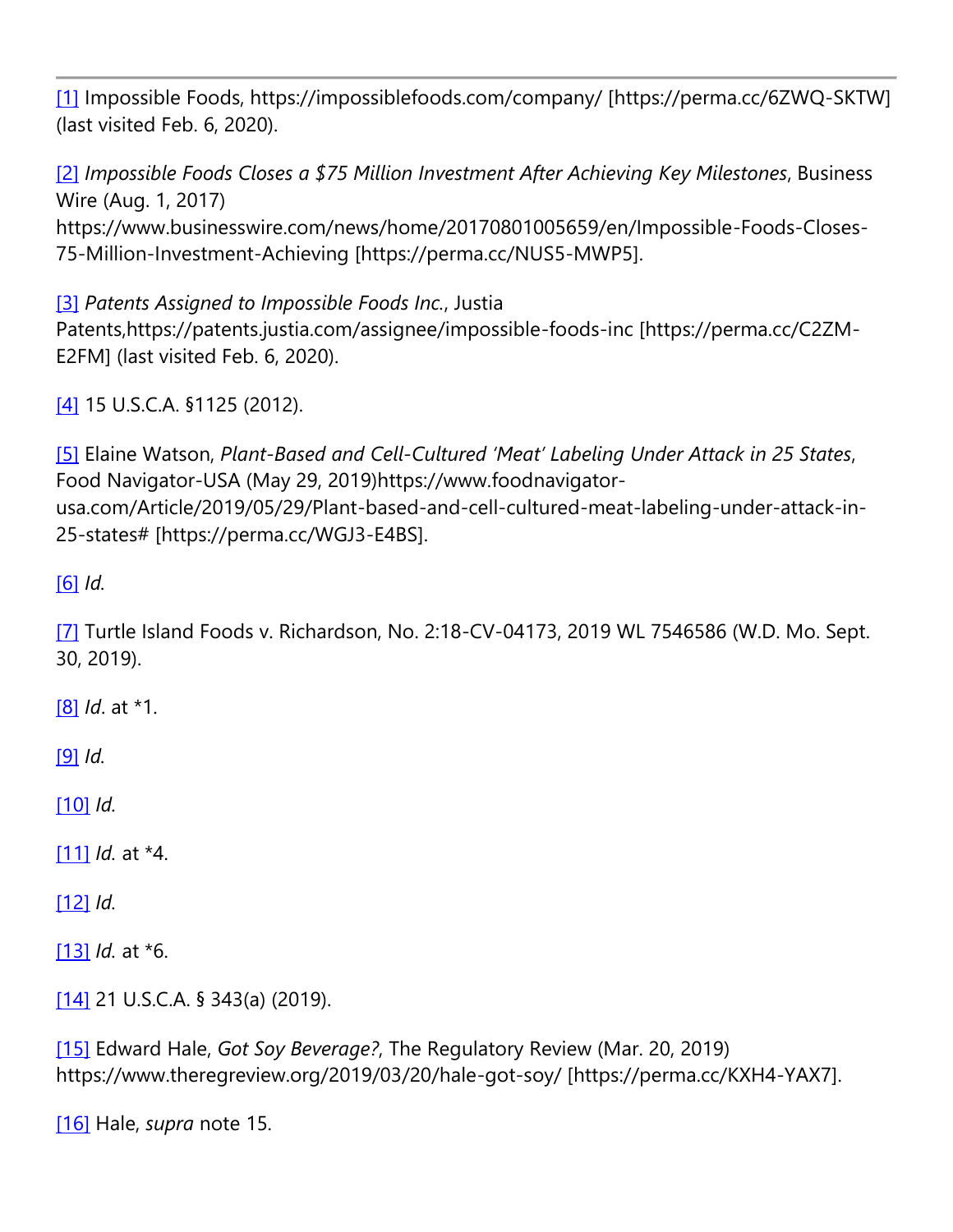---

[1] Impossible Foods, https://impossiblefoods.com/company/ [https://perma.cc/6ZWQ-SKTW] (last visited Feb. 6, 2020).

[2] *Impossible Foods Closes a $75 Million Investment After Achieving Key Milestones*, Business Wire (Aug. 1, 2017) https://www.businesswire.com/news/home/20170801005659/en/Impossible-Foods-Closes-75-Million-Investment-Achieving [https://perma.cc/NUS5-MWP5].

[3] *Patents Assigned to Impossible Foods Inc.*, Justia Patents,https://patents.justia.com/assignee/impossible-foods-inc [https://perma.cc/C2ZM-E2FM] (last visited Feb. 6, 2020).

[4] 15 U.S.C.A. §1125 (2012).

[5] Elaine Watson, *Plant-Based and Cell-Cultured 'Meat' Labeling Under Attack in 25 States*, Food Navigator-USA (May 29, 2019)https://www.foodnavigator-usa.com/Article/2019/05/29/Plant-based-and-cell-cultured-meat-labeling-under-attack-in-25-states# [https://perma.cc/WGJ3-E4BS].

[6] *Id.*

[7] Turtle Island Foods v. Richardson, No. 2:18-CV-04173, 2019 WL 7546586 (W.D. Mo. Sept. 30, 2019).

[8] *Id*. at *1.

[9] *Id.*

[10] *Id.*

[11] *Id.* at *4.

[12] *Id.*

[13] *Id.* at *6.

[14] 21 U.S.C.A. § 343(a) (2019).

[15] Edward Hale, *Got Soy Beverage?*, The Regulatory Review (Mar. 20, 2019) https://www.theregreview.org/2019/03/20/hale-got-soy/ [https://perma.cc/KXH4-YAX7].

[16] Hale, *supra* note 15.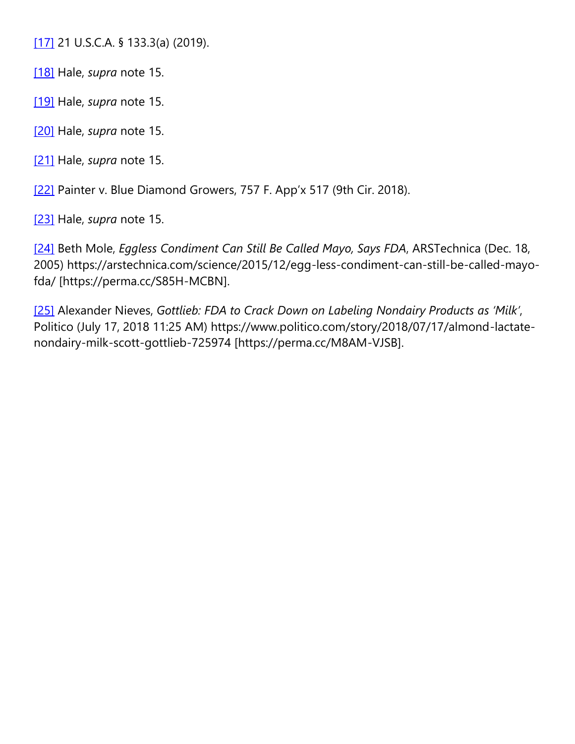[17] 21 U.S.C.A. § 133.3(a) (2019).

[18] Hale, *supra* note 15.

[19] Hale, *supra* note 15.

[20] Hale, *supra* note 15.

[21] Hale, *supra* note 15.

[22] Painter v. Blue Diamond Growers, 757 F. App'x 517 (9th Cir. 2018).

[23] Hale, *supra* note 15.

[24] Beth Mole, *Eggless Condiment Can Still Be Called Mayo, Says FDA*, ARSTechnica (Dec. 18, 2005) https://arstechnica.com/science/2015/12/egg-less-condiment-can-still-be-called-mayo-fda/ [https://perma.cc/S85H-MCBN].

[25] Alexander Nieves, *Gottlieb: FDA to Crack Down on Labeling Nondairy Products as 'Milk'*, Politico (July 17, 2018 11:25 AM) https://www.politico.com/story/2018/07/17/almond-lactate-nondairy-milk-scott-gottlieb-725974 [https://perma.cc/M8AM-VJSB].